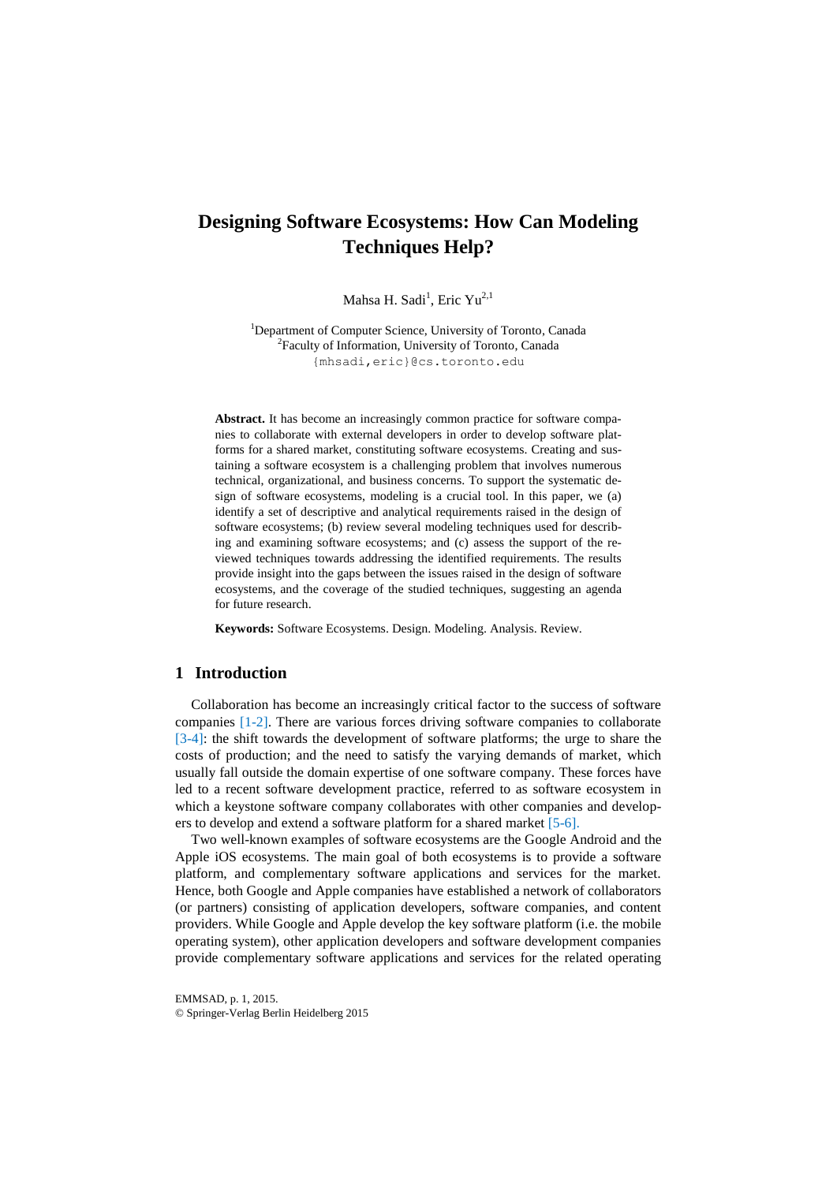# Designing Software Ecosystems: How Can Modeling Techniques Help?

Mahsa H. Sadi[1], Eric Yu[2,1]

[1]Department of Computer Science, University of Toronto, Canada
[2]Faculty of Information, University of Toronto, Canada
{mhsadi,eric}@cs.toronto.edu

**Abstract.** It has become an increasingly common practice for software companies to collaborate with external developers in order to develop software platforms for a shared market, constituting software ecosystems. Creating and sustaining a software ecosystem is a challenging problem that involves numerous technical, organizational, and business concerns. To support the systematic design of software ecosystems, modeling is a crucial tool. In this paper, we (a) identify a set of descriptive and analytical requirements raised in the design of software ecosystems; (b) review several modeling techniques used for describing and examining software ecosystems; and (c) assess the support of the reviewed techniques towards addressing the identified requirements. The results provide insight into the gaps between the issues raised in the design of software ecosystems, and the coverage of the studied techniques, suggesting an agenda for future research.

**Keywords:** Software Ecosystems. Design. Modeling. Analysis. Review.

## 1 Introduction

Collaboration has become an increasingly critical factor to the success of software companies [1-2]. There are various forces driving software companies to collaborate [3-4]: the shift towards the development of software platforms; the urge to share the costs of production; and the need to satisfy the varying demands of market, which usually fall outside the domain expertise of one software company. These forces have led to a recent software development practice, referred to as software ecosystem in which a keystone software company collaborates with other companies and developers to develop and extend a software platform for a shared market [5-6].

Two well-known examples of software ecosystems are the Google Android and the Apple iOS ecosystems. The main goal of both ecosystems is to provide a software platform, and complementary software applications and services for the market. Hence, both Google and Apple companies have established a network of collaborators (or partners) consisting of application developers, software companies, and content providers. While Google and Apple develop the key software platform (i.e. the mobile operating system), other application developers and software development companies provide complementary software applications and services for the related operating

EMMSAD, p. 1, 2015.
© Springer-Verlag Berlin Heidelberg 2015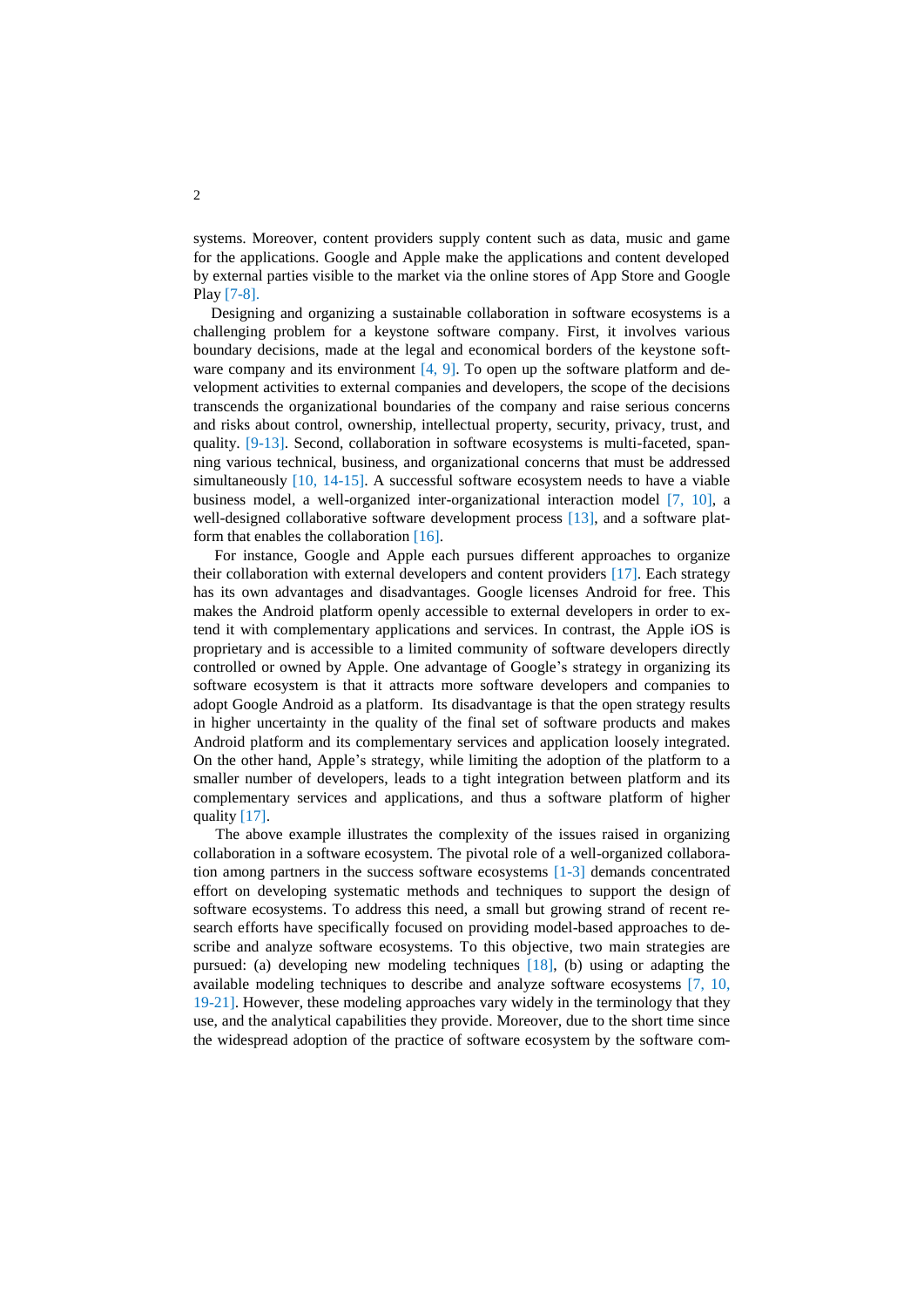systems. Moreover, content providers supply content such as data, music and game for the applications. Google and Apple make the applications and content developed by external parties visible to the market via the online stores of App Store and Google Play [7-8].

Designing and organizing a sustainable collaboration in software ecosystems is a challenging problem for a keystone software company. First, it involves various boundary decisions, made at the legal and economical borders of the keystone software company and its environment [4, 9]. To open up the software platform and development activities to external companies and developers, the scope of the decisions transcends the organizational boundaries of the company and raise serious concerns and risks about control, ownership, intellectual property, security, privacy, trust, and quality. [9-13]. Second, collaboration in software ecosystems is multi-faceted, spanning various technical, business, and organizational concerns that must be addressed simultaneously [10, 14-15]. A successful software ecosystem needs to have a viable business model, a well-organized inter-organizational interaction model [7, 10], a well-designed collaborative software development process [13], and a software platform that enables the collaboration [16].

For instance, Google and Apple each pursues different approaches to organize their collaboration with external developers and content providers [17]. Each strategy has its own advantages and disadvantages. Google licenses Android for free. This makes the Android platform openly accessible to external developers in order to extend it with complementary applications and services. In contrast, the Apple iOS is proprietary and is accessible to a limited community of software developers directly controlled or owned by Apple. One advantage of Google's strategy in organizing its software ecosystem is that it attracts more software developers and companies to adopt Google Android as a platform. Its disadvantage is that the open strategy results in higher uncertainty in the quality of the final set of software products and makes Android platform and its complementary services and application loosely integrated. On the other hand, Apple's strategy, while limiting the adoption of the platform to a smaller number of developers, leads to a tight integration between platform and its complementary services and applications, and thus a software platform of higher quality [17].

The above example illustrates the complexity of the issues raised in organizing collaboration in a software ecosystem. The pivotal role of a well-organized collaboration among partners in the success software ecosystems [1-3] demands concentrated effort on developing systematic methods and techniques to support the design of software ecosystems. To address this need, a small but growing strand of recent research efforts have specifically focused on providing model-based approaches to describe and analyze software ecosystems. To this objective, two main strategies are pursued: (a) developing new modeling techniques [18], (b) using or adapting the available modeling techniques to describe and analyze software ecosystems [7, 10, 19-21]. However, these modeling approaches vary widely in the terminology that they use, and the analytical capabilities they provide. Moreover, due to the short time since the widespread adoption of the practice of software ecosystem by the software com-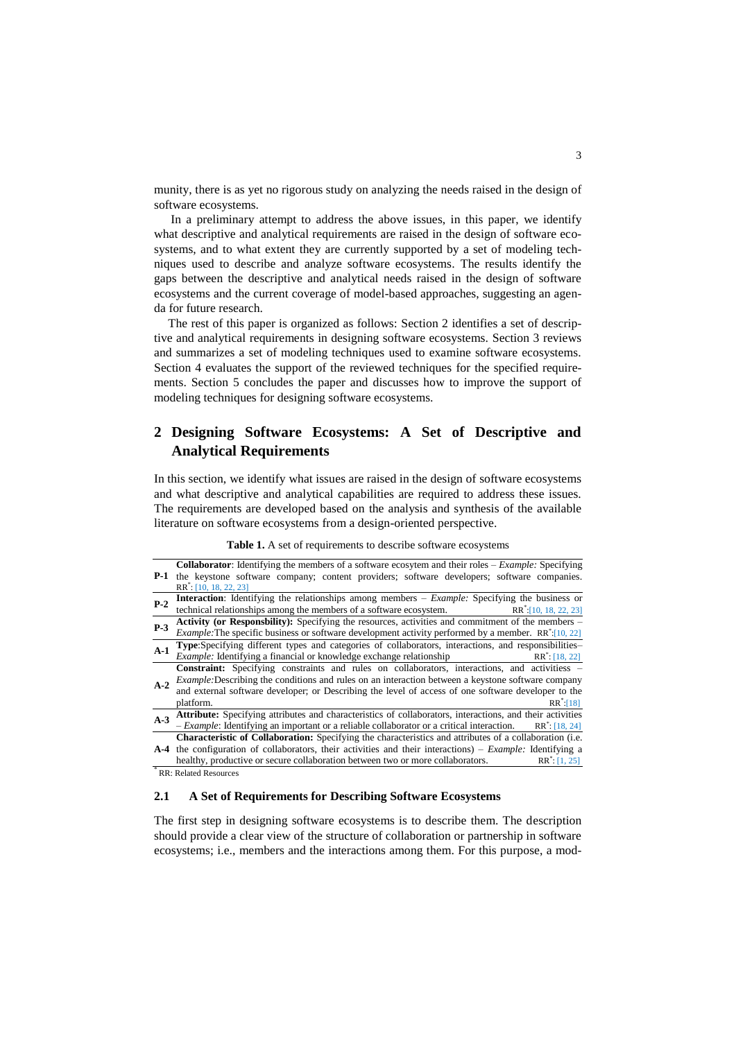munity, there is as yet no rigorous study on analyzing the needs raised in the design of software ecosystems.

In a preliminary attempt to address the above issues, in this paper, we identify what descriptive and analytical requirements are raised in the design of software ecosystems, and to what extent they are currently supported by a set of modeling techniques used to describe and analyze software ecosystems. The results identify the gaps between the descriptive and analytical needs raised in the design of software ecosystems and the current coverage of model-based approaches, suggesting an agenda for future research.

The rest of this paper is organized as follows: Section 2 identifies a set of descriptive and analytical requirements in designing software ecosystems. Section 3 reviews and summarizes a set of modeling techniques used to examine software ecosystems. Section 4 evaluates the support of the reviewed techniques for the specified requirements. Section 5 concludes the paper and discusses how to improve the support of modeling techniques for designing software ecosystems.

## 2 Designing Software Ecosystems: A Set of Descriptive and Analytical Requirements

In this section, we identify what issues are raised in the design of software ecosystems and what descriptive and analytical capabilities are required to address these issues. The requirements are developed based on the analysis and synthesis of the available literature on software ecosystems from a design-oriented perspective.

**Table 1.** A set of requirements to describe software ecosystems

| | |
|---|---|
| **P-1** | **Collaborator**: Identifying the members of a software ecosytem and their roles – *Example:* Specifying the keystone software company; content providers; software developers; software companies. RR*: [10, 18, 22, 23] |
| **P-2** | **Interaction**: Identifying the relationships among members – *Example:* Specifying the business or technical relationships among the members of a software ecosystem. RR*:[10, 18, 22, 23] |
| **P-3** | **Activity (or Responsbility):** Specifying the resources, activities and commitment of the members – *Example:*The specific business or software development activity performed by a member. RR*:[10, 22] |
| **A-1** | **Type**:Specifying different types and categories of collaborators, interactions, and responsibilities– *Example:* Identifying a financial or knowledge exchange relationship RR*: [18, 22] |
| **A-2** | **Constraint:** Specifying constraints and rules on collaborators, interactions, and activitiess – *Example:*Describing the conditions and rules on an interaction between a keystone software company and external software developer; or Describing the level of access of one software developer to the platform. RR*:[18] |
| **A-3** | **Attribute:** Specifying attributes and characteristics of collaborators, interactions, and their activities – *Example*: Identifying an important or a reliable collaborator or a critical interaction. RR*: [18, 24] |
| **A-4** | **Characteristic of Collaboration:** Specifying the characteristics and attributes of a collaboration (i.e. the configuration of collaborators, their activities and their interactions) – *Example:* Identifying a healthy, productive or secure collaboration between two or more collaborators. RR*: [1, 25] |

* RR: Related Resources

### 2.1 A Set of Requirements for Describing Software Ecosystems

The first step in designing software ecosystems is to describe them. The description should provide a clear view of the structure of collaboration or partnership in software ecosystems; i.e., members and the interactions among them. For this purpose, a mod-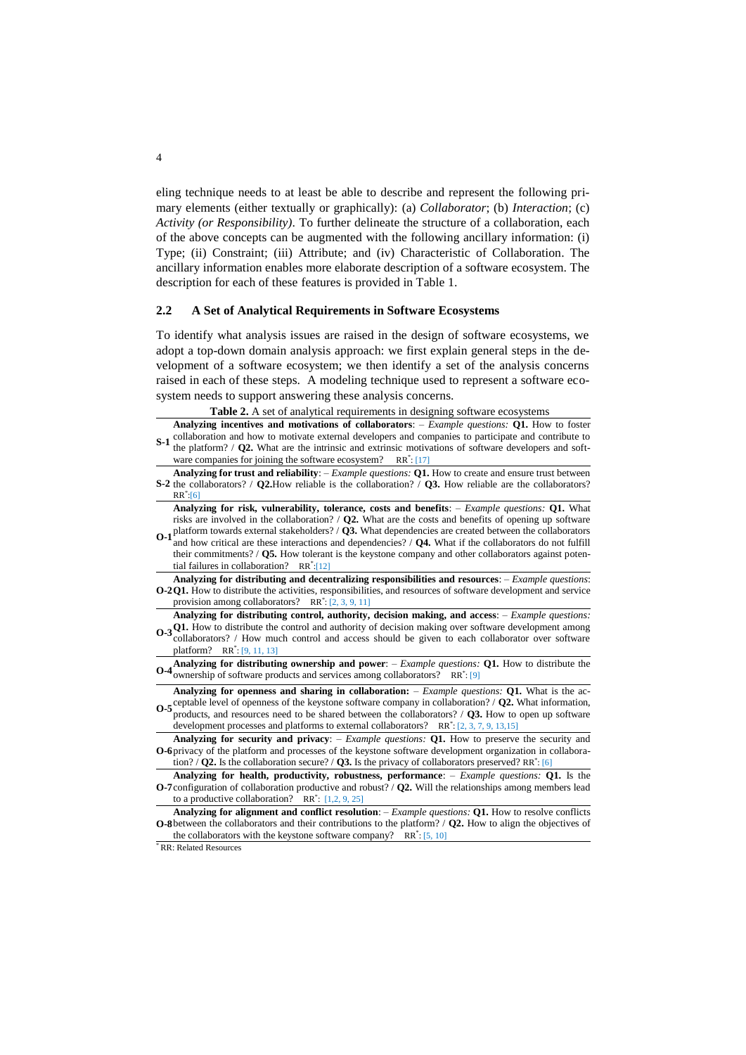eling technique needs to at least be able to describe and represent the following primary elements (either textually or graphically): (a) *Collaborator*; (b) *Interaction*; (c) *Activity (or Responsibility)*. To further delineate the structure of a collaboration, each of the above concepts can be augmented with the following ancillary information: (i) Type; (ii) Constraint; (iii) Attribute; and (iv) Characteristic of Collaboration. The ancillary information enables more elaborate description of a software ecosystem. The description for each of these features is provided in Table 1.

## 2.2 A Set of Analytical Requirements in Software Ecosystems

To identify what analysis issues are raised in the design of software ecosystems, we adopt a top-down domain analysis approach: we first explain general steps in the development of a software ecosystem; we then identify a set of the analysis concerns raised in each of these steps. A modeling technique used to represent a software ecosystem needs to support answering these analysis concerns.

**Table 2.** A set of analytical requirements in designing software ecosystems

| | |
|---|---|
| **S-1** | **Analyzing incentives and motivations of collaborators**: – *Example questions:* **Q1.** How to foster collaboration and how to motivate external developers and companies to participate and contribute to the platform? / **Q2.** What are the intrinsic and extrinsic motivations of software developers and software companies for joining the software ecosystem? RR*: [17] |
| **S-2** | **Analyzing for trust and reliability**: – *Example questions:* **Q1.** How to create and ensure trust between the collaborators? / **Q2.**How reliable is the collaboration? / **Q3.** How reliable are the collaborators? RR*:[6] |
| **O-1** | **Analyzing for risk, vulnerability, tolerance, costs and benefits**: – *Example questions:* **Q1.** What risks are involved in the collaboration? / **Q2.** What are the costs and benefits of opening up software platform towards external stakeholders? / **Q3.** What dependencies are created between the collaborators and how critical are these interactions and dependencies? / **Q4.** What if the collaborators do not fulfill their commitments? / **Q5.** How tolerant is the keystone company and other collaborators against potential failures in collaboration? RR*:[12] |
| **O-2** | **Analyzing for distributing and decentralizing responsibilities and resources**: – *Example questions*: **Q1.** How to distribute the activities, responsibilities, and resources of software development and service provision among collaborators? RR*: [2, 3, 9, 11] |
| **O-3** | **Analyzing for distributing control, authority, decision making, and access**: – *Example questions:* **Q1.** How to distribute the control and authority of decision making over software development among collaborators? / How much control and access should be given to each collaborator over software platform? RR*: [9, 11, 13] |
| **O-4** | **Analyzing for distributing ownership and power**: – *Example questions:* **Q1.** How to distribute the ownership of software products and services among collaborators? RR*: [9] |
| **O-5** | **Analyzing for openness and sharing in collaboration:** – *Example questions:* **Q1.** What is the acceptable level of openness of the keystone software company in collaboration? / **Q2.** What information, products, and resources need to be shared between the collaborators? / **Q3.** How to open up software development processes and platforms to external collaborators? RR*: [2, 3, 7, 9, 13,15] |
| **O-6** | **Analyzing for security and privacy**: – *Example questions:* **Q1.** How to preserve the security and privacy of the platform and processes of the keystone software development organization in collaboration? / **Q2.** Is the collaboration secure? / **Q3.** Is the privacy of collaborators preserved? RR*: [6] |
| **O-7** | **Analyzing for health, productivity, robustness, performance**: – *Example questions:* **Q1.** Is the configuration of collaboration productive and robust? / **Q2.** Will the relationships among members lead to a productive collaboration? RR*: [1,2, 9, 25] |
| **O-8** | **Analyzing for alignment and conflict resolution**: – *Example questions:* **Q1.** How to resolve conflicts between the collaborators and their contributions to the platform? / **Q2.** How to align the objectives of the collaborators with the keystone software company? RR*: [5, 10] |

*RR: Related Resources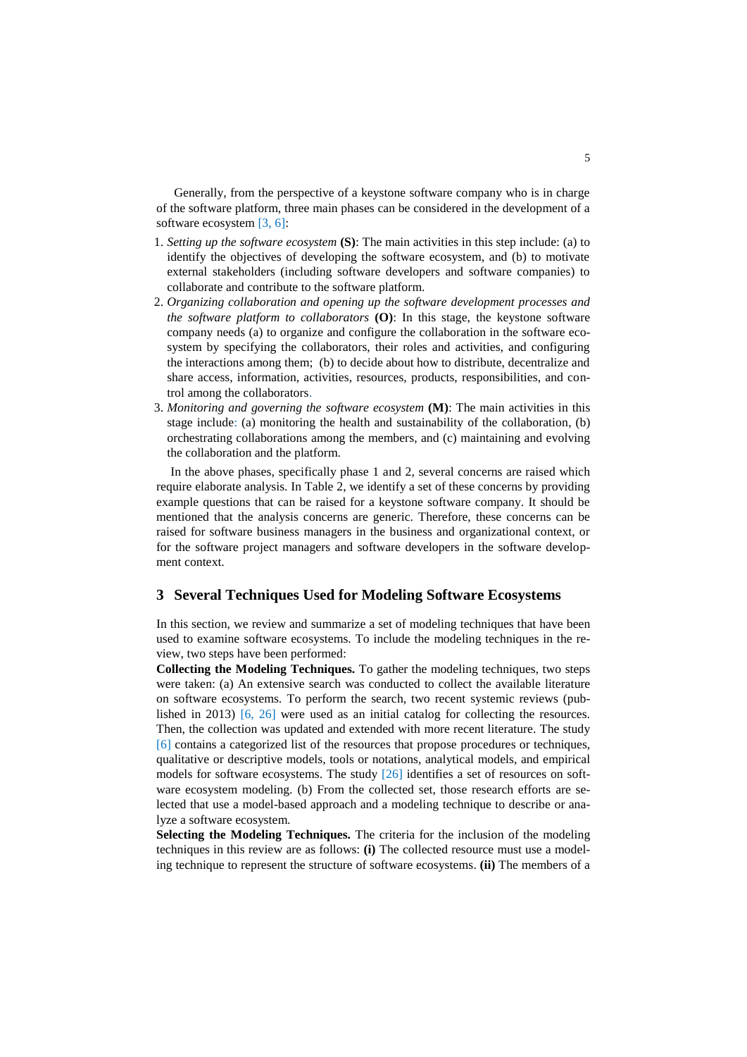Generally, from the perspective of a keystone software company who is in charge of the software platform, three main phases can be considered in the development of a software ecosystem [3, 6]:

1. *Setting up the software ecosystem* **(S)**: The main activities in this step include: (a) to identify the objectives of developing the software ecosystem, and (b) to motivate external stakeholders (including software developers and software companies) to collaborate and contribute to the software platform.
2. *Organizing collaboration and opening up the software development processes and the software platform to collaborators* **(O)**: In this stage, the keystone software company needs (a) to organize and configure the collaboration in the software ecosystem by specifying the collaborators, their roles and activities, and configuring the interactions among them; (b) to decide about how to distribute, decentralize and share access, information, activities, resources, products, responsibilities, and control among the collaborators.
3. *Monitoring and governing the software ecosystem* **(M)**: The main activities in this stage include: (a) monitoring the health and sustainability of the collaboration, (b) orchestrating collaborations among the members, and (c) maintaining and evolving the collaboration and the platform.

In the above phases, specifically phase 1 and 2, several concerns are raised which require elaborate analysis. In Table 2, we identify a set of these concerns by providing example questions that can be raised for a keystone software company. It should be mentioned that the analysis concerns are generic. Therefore, these concerns can be raised for software business managers in the business and organizational context, or for the software project managers and software developers in the software development context.

## 3 Several Techniques Used for Modeling Software Ecosystems

In this section, we review and summarize a set of modeling techniques that have been used to examine software ecosystems. To include the modeling techniques in the review, two steps have been performed:

**Collecting the Modeling Techniques.** To gather the modeling techniques, two steps were taken: (a) An extensive search was conducted to collect the available literature on software ecosystems. To perform the search, two recent systemic reviews (published in 2013) [6, 26] were used as an initial catalog for collecting the resources. Then, the collection was updated and extended with more recent literature. The study [6] contains a categorized list of the resources that propose procedures or techniques, qualitative or descriptive models, tools or notations, analytical models, and empirical models for software ecosystems. The study [26] identifies a set of resources on software ecosystem modeling. (b) From the collected set, those research efforts are selected that use a model-based approach and a modeling technique to describe or analyze a software ecosystem.

**Selecting the Modeling Techniques.** The criteria for the inclusion of the modeling techniques in this review are as follows: **(i)** The collected resource must use a modeling technique to represent the structure of software ecosystems. **(ii)** The members of a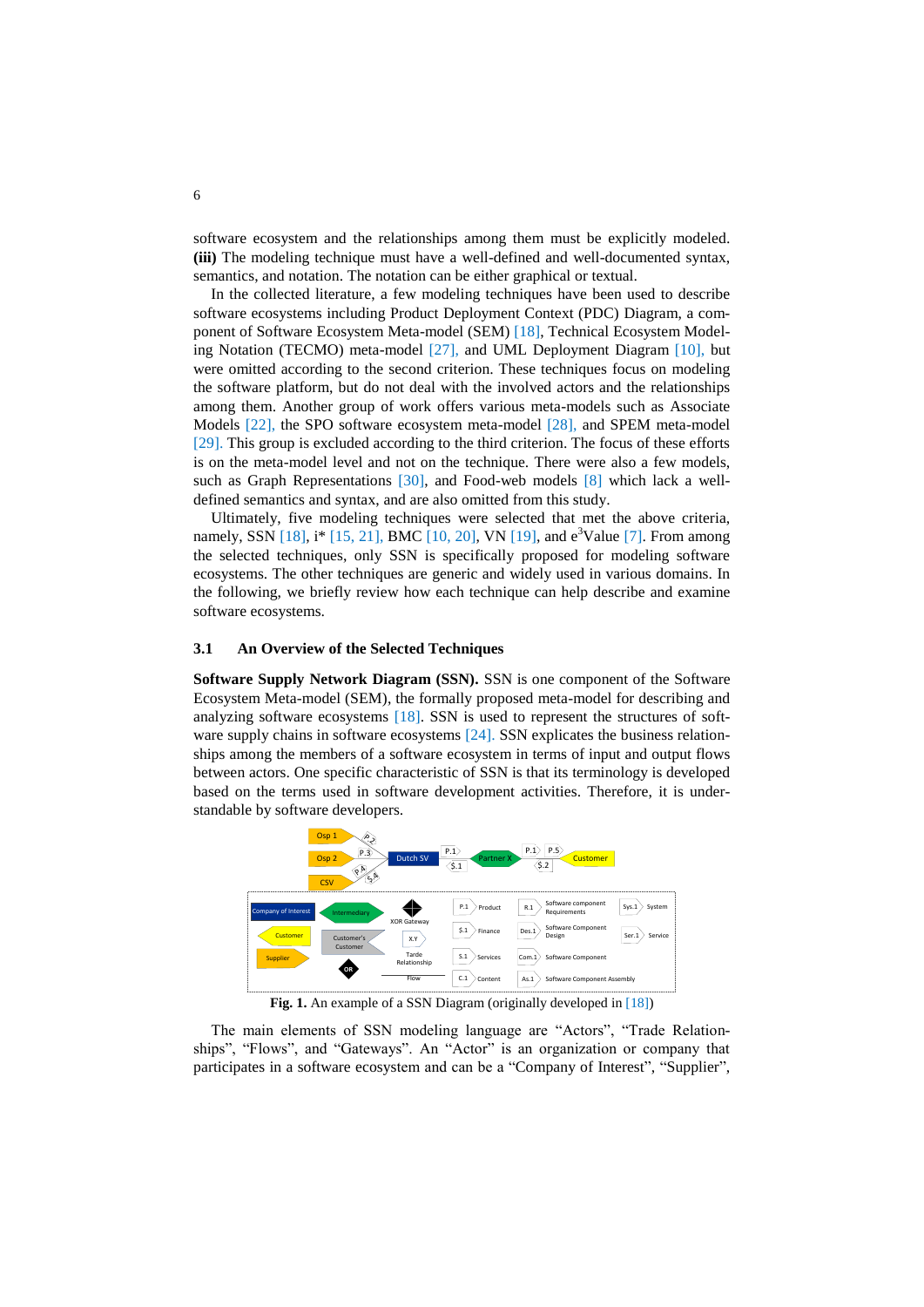software ecosystem and the relationships among them must be explicitly modeled. **(iii)** The modeling technique must have a well-defined and well-documented syntax, semantics, and notation. The notation can be either graphical or textual.

In the collected literature, a few modeling techniques have been used to describe software ecosystems including Product Deployment Context (PDC) Diagram, a component of Software Ecosystem Meta-model (SEM) [18], Technical Ecosystem Modeling Notation (TECMO) meta-model [27], and UML Deployment Diagram [10], but were omitted according to the second criterion. These techniques focus on modeling the software platform, but do not deal with the involved actors and the relationships among them. Another group of work offers various meta-models such as Associate Models [22], the SPO software ecosystem meta-model [28], and SPEM meta-model [29]. This group is excluded according to the third criterion. The focus of these efforts is on the meta-model level and not on the technique. There were also a few models, such as Graph Representations [30], and Food-web models [8] which lack a well-defined semantics and syntax, and are also omitted from this study.

Ultimately, five modeling techniques were selected that met the above criteria, namely, SSN [18], i* [15, 21], BMC [10, 20], VN [19], and $e^3$Value [7]. From among the selected techniques, only SSN is specifically proposed for modeling software ecosystems. The other techniques are generic and widely used in various domains. In the following, we briefly review how each technique can help describe and examine software ecosystems.

### 3.1 An Overview of the Selected Techniques

**Software Supply Network Diagram (SSN).** SSN is one component of the Software Ecosystem Meta-model (SEM), the formally proposed meta-model for describing and analyzing software ecosystems [18]. SSN is used to represent the structures of software supply chains in software ecosystems [24]. SSN explicates the business relationships among the members of a software ecosystem in terms of input and output flows between actors. One specific characteristic of SSN is that its terminology is developed based on the terms used in software development activities. Therefore, it is understandable by software developers.

Osp 1
Osp 2
CSV
P.2
P.3
P.4
$.4
Dutch SV
P.1
$.1
Partner X
P.1
P.5
$.2
Customer

Company of Interest
Intermediary
XOR Gateway
Customer
Customer's Customer
X.Y
Supplier
Tarde Relationship
OR
Flow
P.1 Product
$.1 Finance
S.1 Services
C.1 Content
R.1 Software component Requirements
Des.1 Software Component Design
Com.1 Software Component
As.1 Software Component Assembly
Sys.1 System
Ser.1 Service

**Fig. 1.** An example of a SSN Diagram (originally developed in [18])

The main elements of SSN modeling language are "Actors", "Trade Relationships", "Flows", and "Gateways". An "Actor" is an organization or company that participates in a software ecosystem and can be a "Company of Interest", "Supplier",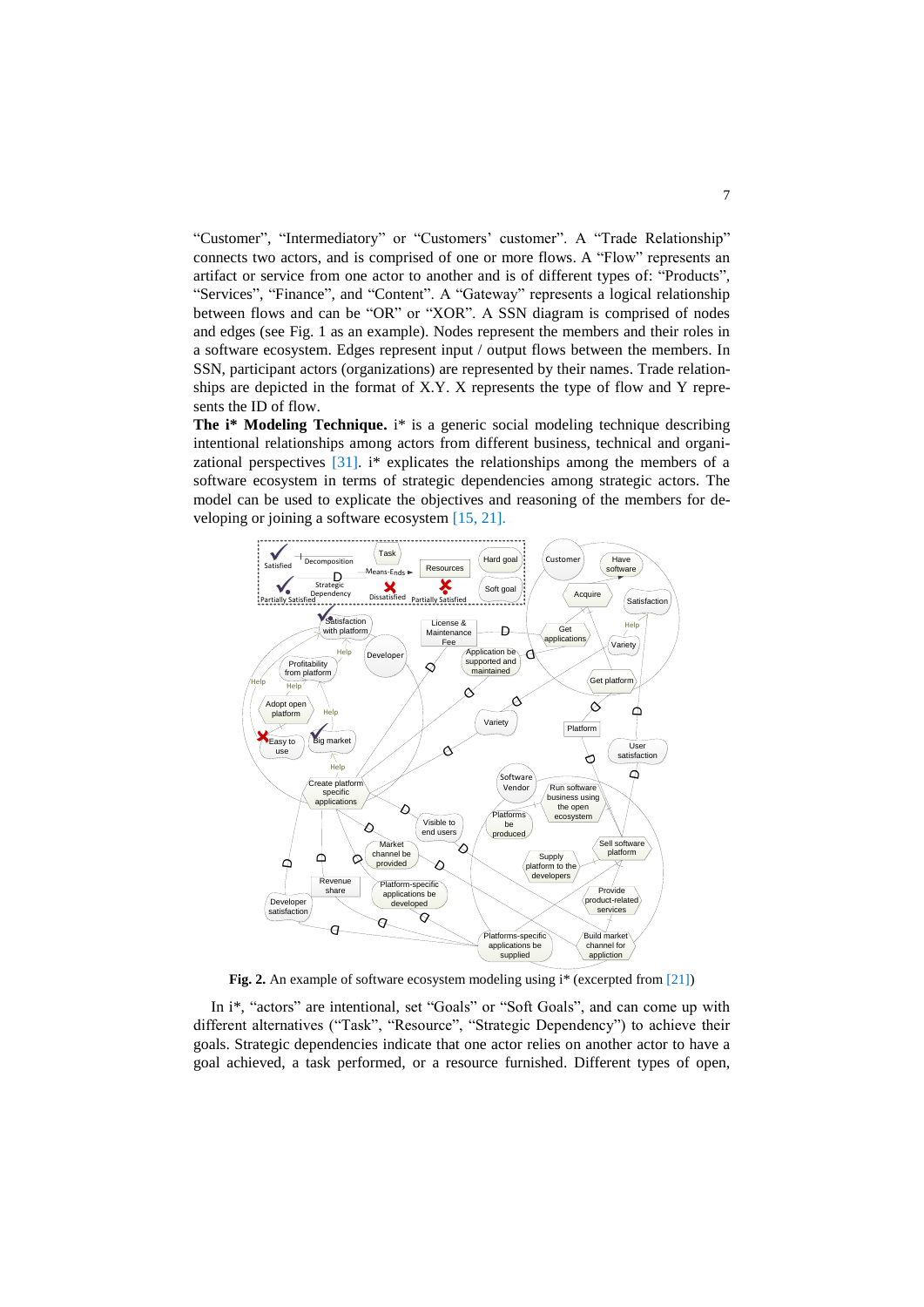"Customer", "Intermediatory" or "Customers' customer". A "Trade Relationship" connects two actors, and is comprised of one or more flows. A "Flow" represents an artifact or service from one actor to another and is of different types of: "Products", "Services", "Finance", and "Content". A "Gateway" represents a logical relationship between flows and can be "OR" or "XOR". A SSN diagram is comprised of nodes and edges (see Fig. 1 as an example). Nodes represent the members and their roles in a software ecosystem. Edges represent input / output flows between the members. In SSN, participant actors (organizations) are represented by their names. Trade relationships are depicted in the format of X.Y. X represents the type of flow and Y represents the ID of flow.

**The i* Modeling Technique.** i* is a generic social modeling technique describing intentional relationships among actors from different business, technical and organizational perspectives [31]. i* explicates the relationships among the members of a software ecosystem in terms of strategic dependencies among strategic actors. The model can be used to explicate the objectives and reasoning of the members for developing or joining a software ecosystem [15, 21].

Satisfied
Decomposition
Task
Means-Ends
Resources
Hard goal
Soft goal
Strategic Dependency
Partially Satisfied
Dissatisfied
Partially Satisfied
Customer
Have software
Acquire
Satisfaction
Get applications
Help
Variety
Get platform
Platform
User satisfaction
Satisfaction with platform
License & Maintenance Fee
Application be supported and maintained
Developer
Profitability from platform
Help
Adopt open platform
Easy to use
Big market
Create platform specific applications
Variety
Software Vendor
Run software business using the open ecosystem
Platforms be produced
Visible to end users
Market channel be provided
Sell software platform
Supply platform to the developers
Provide product-related services
Revenue share
Platform-specific applications be developed
Developer satisfaction
Platforms-specific applications be supplied
Build market channel for application

**Fig. 2.** An example of software ecosystem modeling using i* (excerpted from [21])

In i*, "actors" are intentional, set "Goals" or "Soft Goals", and can come up with different alternatives ("Task", "Resource", "Strategic Dependency") to achieve their goals. Strategic dependencies indicate that one actor relies on another actor to have a goal achieved, a task performed, or a resource furnished. Different types of open,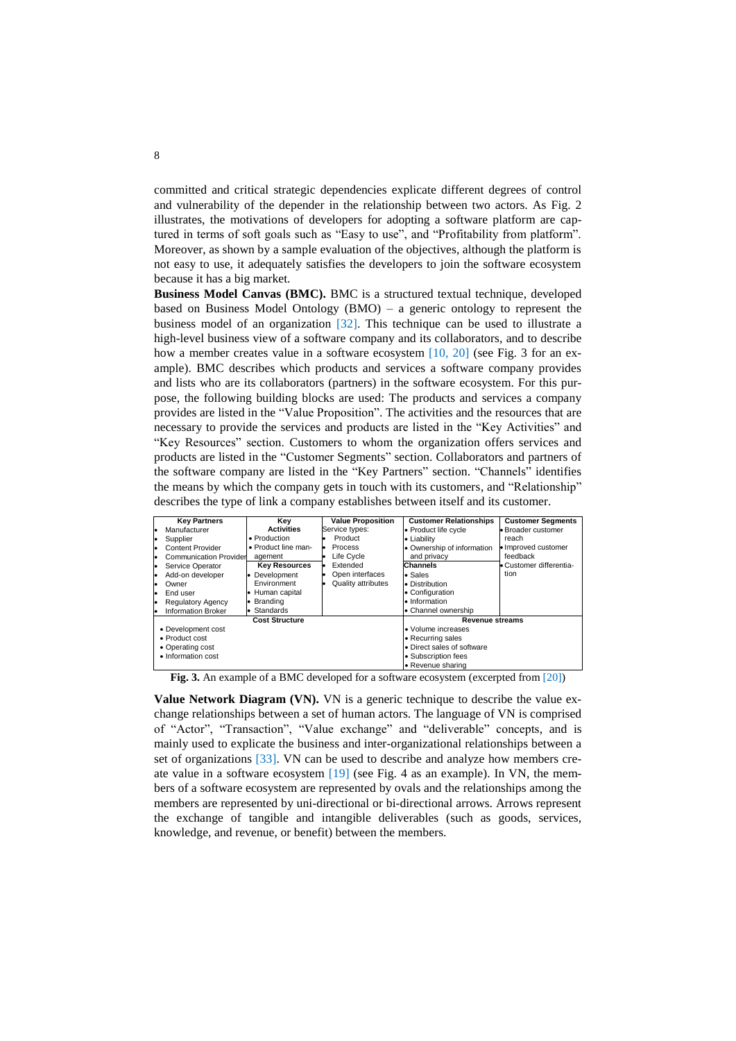committed and critical strategic dependencies explicate different degrees of control and vulnerability of the depender in the relationship between two actors. As Fig. 2 illustrates, the motivations of developers for adopting a software platform are captured in terms of soft goals such as "Easy to use", and "Profitability from platform". Moreover, as shown by a sample evaluation of the objectives, although the platform is not easy to use, it adequately satisfies the developers to join the software ecosystem because it has a big market.

**Business Model Canvas (BMC).** BMC is a structured textual technique, developed based on Business Model Ontology (BMO) – a generic ontology to represent the business model of an organization [32]. This technique can be used to illustrate a high-level business view of a software company and its collaborators, and to describe how a member creates value in a software ecosystem [10, 20] (see Fig. 3 for an example). BMC describes which products and services a software company provides and lists who are its collaborators (partners) in the software ecosystem. For this purpose, the following building blocks are used: The products and services a company provides are listed in the "Value Proposition". The activities and the resources that are necessary to provide the services and products are listed in the "Key Activities" and "Key Resources" section. Customers to whom the organization offers services and products are listed in the "Customer Segments" section. Collaborators and partners of the software company are listed in the "Key Partners" section. "Channels" identifies the means by which the company gets in touch with its customers, and "Relationship" describes the type of link a company establishes between itself and its customer.

| **Key Partners** | **Key Activities** | **Value Proposition** | **Customer Relationships** | **Customer Segments** |
|---|---|---|---|---|
| • Manufacturer<br>• Supplier<br>• Content Provider<br>• Communication Provider<br>• Service Operator<br>• Add-on developer<br>• Owner<br>• End user<br>• Regulatory Agency<br>• Information Broker | • Production<br>• Product line management<br>**Key Resources**<br>• Development Environment<br>• Human capital<br>• Branding<br>• Standards | Service types:<br>• Product<br>• Process<br>• Life Cycle<br>• Extended<br>• Open interfaces<br>• Quality attributes | • Product life cycle<br>• Liability<br>• Ownership of information and privacy<br>**Channels**<br>• Sales<br>• Distribution<br>• Configuration<br>• Information<br>• Channel ownership | • Broader customer reach<br>• Improved customer feedback<br>• Customer differentiation |
| **Cost Structure** | | | **Revenue streams** | |
| • Development cost<br>• Product cost<br>• Operating cost<br>• Information cost | | | • Volume increases<br>• Recurring sales<br>• Direct sales of software<br>• Subscription fees<br>• Revenue sharing | |

**Fig. 3.** An example of a BMC developed for a software ecosystem (excerpted from [20])

**Value Network Diagram (VN).** VN is a generic technique to describe the value exchange relationships between a set of human actors. The language of VN is comprised of "Actor", "Transaction", "Value exchange" and "deliverable" concepts, and is mainly used to explicate the business and inter-organizational relationships between a set of organizations [33]. VN can be used to describe and analyze how members create value in a software ecosystem [19] (see Fig. 4 as an example). In VN, the members of a software ecosystem are represented by ovals and the relationships among the members are represented by uni-directional or bi-directional arrows. Arrows represent the exchange of tangible and intangible deliverables (such as goods, services, knowledge, and revenue, or benefit) between the members.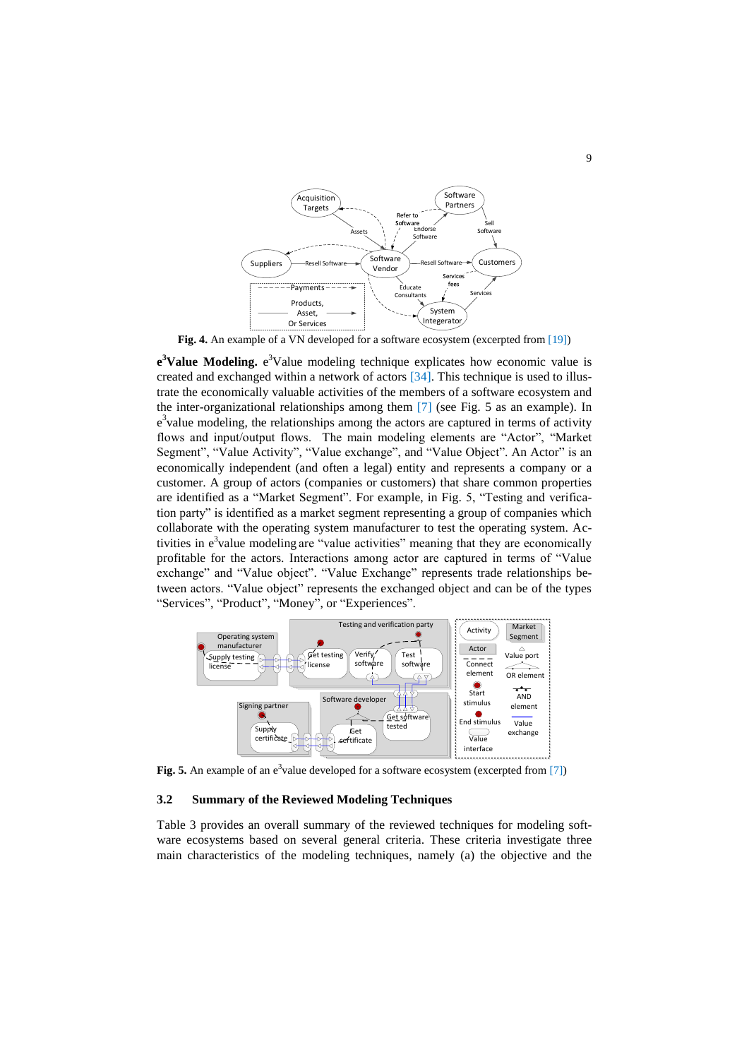Acquisition Targets

Software Partners

Refer to Software

Endorse Software

Assets

Sell Software

Suppliers

Resell Software

Software Vendor

Resell Software

Customers

Services fees

Payments

Products, Asset, Or Services

Educate Consultants

Services

System Integrator

**Fig. 4.** An example of a VN developed for a software ecosystem (excerpted from [19])

**e³Value Modeling.** e³Value modeling technique explicates how economic value is created and exchanged within a network of actors [34]. This technique is used to illustrate the economically valuable activities of the members of a software ecosystem and the inter-organizational relationships among them [7] (see Fig. 5 as an example). In e³value modeling, the relationships among the actors are captured in terms of activity flows and input/output flows. The main modeling elements are "Actor", "Market Segment", "Value Activity", "Value exchange", and "Value Object". An Actor" is an economically independent (and often a legal) entity and represents a company or a customer. A group of actors (companies or customers) that share common properties are identified as a "Market Segment". For example, in Fig. 5, "Testing and verification party" is identified as a market segment representing a group of companies which collaborate with the operating system manufacturer to test the operating system. Activities in e³value modeling are "value activities" meaning that they are economically profitable for the actors. Interactions among actor are captured in terms of "Value exchange" and "Value object". "Value Exchange" represents trade relationships between actors. "Value object" represents the exchanged object and can be of the types "Services", "Product", "Money", or "Experiences".

Operating system manufacturer

Supply testing license

Testing and verification party

Get testing license

Verify software

Test software

Signing partner

Supply certificate

Software developer

Get certificate

Get software tested

Activity

Market Segment

Actor

Value port

Connect element

OR element

Start stimulus

AND element

End stimulus

Value exchange

Value interface

**Fig. 5.** An example of an e³value developed for a software ecosystem (excerpted from [7])

### 3.2 Summary of the Reviewed Modeling Techniques

Table 3 provides an overall summary of the reviewed techniques for modeling software ecosystems based on several general criteria. These criteria investigate three main characteristics of the modeling techniques, namely (a) the objective and the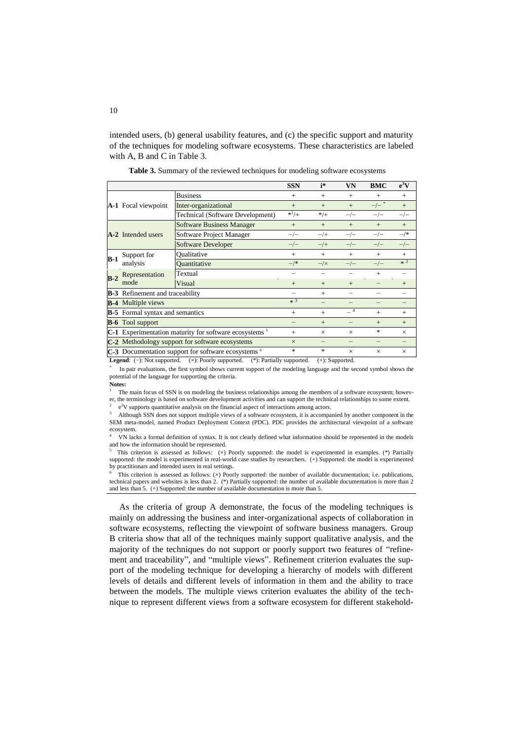intended users, (b) general usability features, and (c) the specific support and maturity of the techniques for modeling software ecosystems. These characteristics are labeled with A, B and C in Table 3.

**Table 3.** Summary of the reviewed techniques for modeling software ecosystems

| | | | SSN | i* | VN | BMC | $e^3$V |
|---|---|---|---|---|---|---|---|
| **A-1** | Focal viewpoint | Business | + | + | + | + | + |
| | | Inter-organizational | + | + | + | –/– * | + |
| | | Technical (Software Development) | *[1]/+ | */+ | –/– | –/– | –/– |
| **A-2** | Intended users | Software Business Manager | + | + | + | + | + |
| | | Software Project Manager | –/– | –/+ | –/– | –/– | –/* |
| | | Software Developer | –/– | –/+ | –/– | –/– | –/– |
| **B-1** | Support for analysis | Qualitative | + | + | + | + | + |
| | | Quantitative | –/* | –/× | –/– | –/– | * [2] |
| **B-2** | Representation mode | Textual | – | – | – | + | – |
| | | Visual | + | + | + | – | + |
| **B-3** | Refinement and traceability | | – | + | – | – | – |
| **B-4** | Multiple views | | * [3] | – | – | – | – |
| **B-5** | Formal syntax and semantics | | + | + | – [4] | + | + |
| **B-6** | Tool support | | – | + | – | + | + |
| **C-1** | Experimentation maturity for software ecosystems [5] | | + | × | × | * | × |
| **C-2** | Methodology support for software ecosystems | | × | – | – | – | – |
| **C-3** | Documentation support for software ecosystems [6] | | * | * | × | × | × |

**Legend**: (–): Not supported. (×): Poorly supported. (*): Partially supported. (+): Supported.

\* In pair evaluations, the first symbol shows current support of the modeling language and the second symbol shows the potential of the language for supporting the criteria.

**Notes:**

[1] The main focus of SSN is on modeling the business relationships among the members of a software ecosystem; however, the terminology is based on software development activities and can support the technical relationships to some extent.

[2] $e^3$V supports quantitative analysis on the financial aspect of interactions among actors.

[3] Although SSN does not support multiple views of a software ecosystem, it is accompanied by another component in the SEM meta-model, named Product Deployment Context (PDC). PDC provides the architectural viewpoint of a software ecosystem.

[4] VN lacks a formal definition of syntax. It is not clearly defined what information should be represented in the models and how the information should be represented.

[5] This criterion is assessed as follows: (×) Poorly supported: the model is experimented in examples. (*) Partially supported: the model is experimented in real-world case studies by researchers. (+) Supported: the model is experimented by practitionars and intended users in real settings.

[6] This criterion is assessed as follows: (×) Poorly supported: the number of available documentation; i.e. publications, technical papers and websites is less than 2. (*) Partially supported: the number of available documentation is more than 2 and less than 5. (+) Supported: the number of available documentation is more than 5.

As the criteria of group A demonstrate, the focus of the modeling techniques is mainly on addressing the business and inter-organizational aspects of collaboration in software ecosystems, reflecting the viewpoint of software business managers. Group B criteria show that all of the techniques mainly support qualitative analysis, and the majority of the techniques do not support or poorly support two features of "refinement and traceability", and "multiple views". Refinement criterion evaluates the support of the modeling technique for developing a hierarchy of models with different levels of details and different levels of information in them and the ability to trace between the models. The multiple views criterion evaluates the ability of the technique to represent different views from a software ecosystem for different stakehold-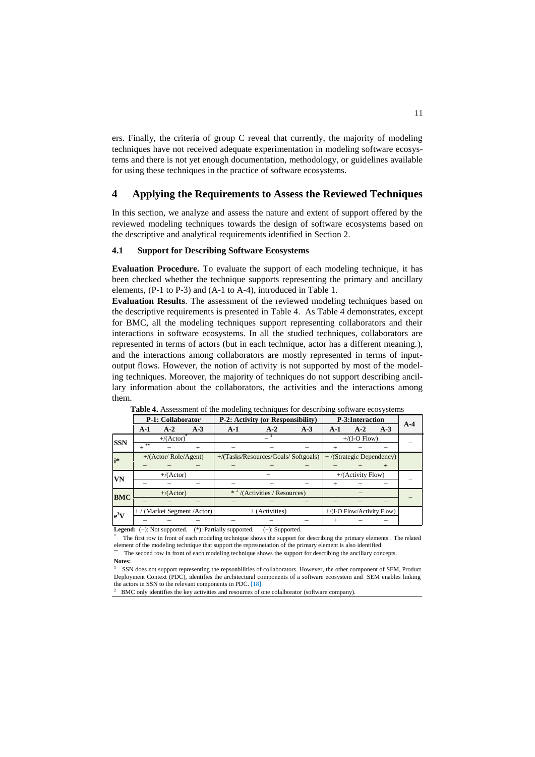ers. Finally, the criteria of group C reveal that currently, the majority of modeling techniques have not received adequate experimentation in modeling software ecosystems and there is not yet enough documentation, methodology, or guidelines available for using these techniques in the practice of software ecosystems.

## 4 Applying the Requirements to Assess the Reviewed Techniques

In this section, we analyze and assess the nature and extent of support offered by the reviewed modeling techniques towards the design of software ecosystems based on the descriptive and analytical requirements identified in Section 2.

### 4.1 Support for Describing Software Ecosystems

**Evaluation Procedure.** To evaluate the support of each modeling technique, it has been checked whether the technique supports representing the primary and ancillary elements, (P-1 to P-3) and (A-1 to A-4), introduced in Table 1.

**Evaluation Results**. The assessment of the reviewed modeling techniques based on the descriptive requirements is presented in Table 4. As Table 4 demonstrates, except for BMC, all the modeling techniques support representing collaborators and their interactions in software ecosystems. In all the studied techniques, collaborators are represented in terms of actors (but in each technique, actor has a different meaning.), and the interactions among collaborators are mostly represented in terms of input-output flows. However, the notion of activity is not supported by most of the modeling techniques. Moreover, the majority of techniques do not support describing ancillary information about the collaborators, the activities and the interactions among them.

**Table 4.** Assessment of the modeling techniques for describing software ecosystems

| | P-1: Collaborator | | | P-2: Activity (or Responsibility) | | | P-3:Interaction | | | A-4 |
|---|---|---|---|---|---|---|---|---|---|---|
| | A-1 | A-2 | A-3 | A-1 | A-2 | A-3 | A-1 | A-2 | A-3 | |
| SSN | +/(Actor)[*] | | | − [1] | | | +/(I-O Flow) | | | − |
| | + [**] | − | + | − | − | − | + | − | − | |
| i* | +/(Actor/ Role/Agent) | | | +/(Tasks/Resources/Goals/ Softgoals) | | | + /(Strategic Dependency) | | | − |
| | − | − | − | − | − | − | − | − | + | |
| VN | +/(Actor) | | | − | | | +/(Activity Flow) | | | − |
| | − | − | − | − | − | − | + | − | − | |
| BMC | +/(Actor) | | | * [2] /(Activities / Resources) | | | − | | | − |
| | − | − | − | − | − | − | − | − | − | |
| $e^3V$ | + / (Market Segment /Actor) | | | + (Activities) | | | +/(I-O Flow/Activity Flow) | | | − |
| | − | − | − | − | − | − | + | − | − | |

**Legend:** (−): Not supported. (*): Partially supported. (+): Supported.

[*] The first row in front of each modeling technique shows the support for describing the primary elements . The related element of the modeling technique that support the represnetation of the primary element is also identified.

[**] The second row in front of each modeling technique shows the support for describing the ancilliary concepts.

**Notes:**

[1] SSN does not support representing the repsonbilities of collaborators. However, the other component of SEM, Product Deployment Context (PDC), identifies the architectural components of a software ecosystem and SEM enables linking the actors in SSN to the relevant components in PDC. [18]

[2] BMC only identifies the key activities and resources of one colalborator (software company).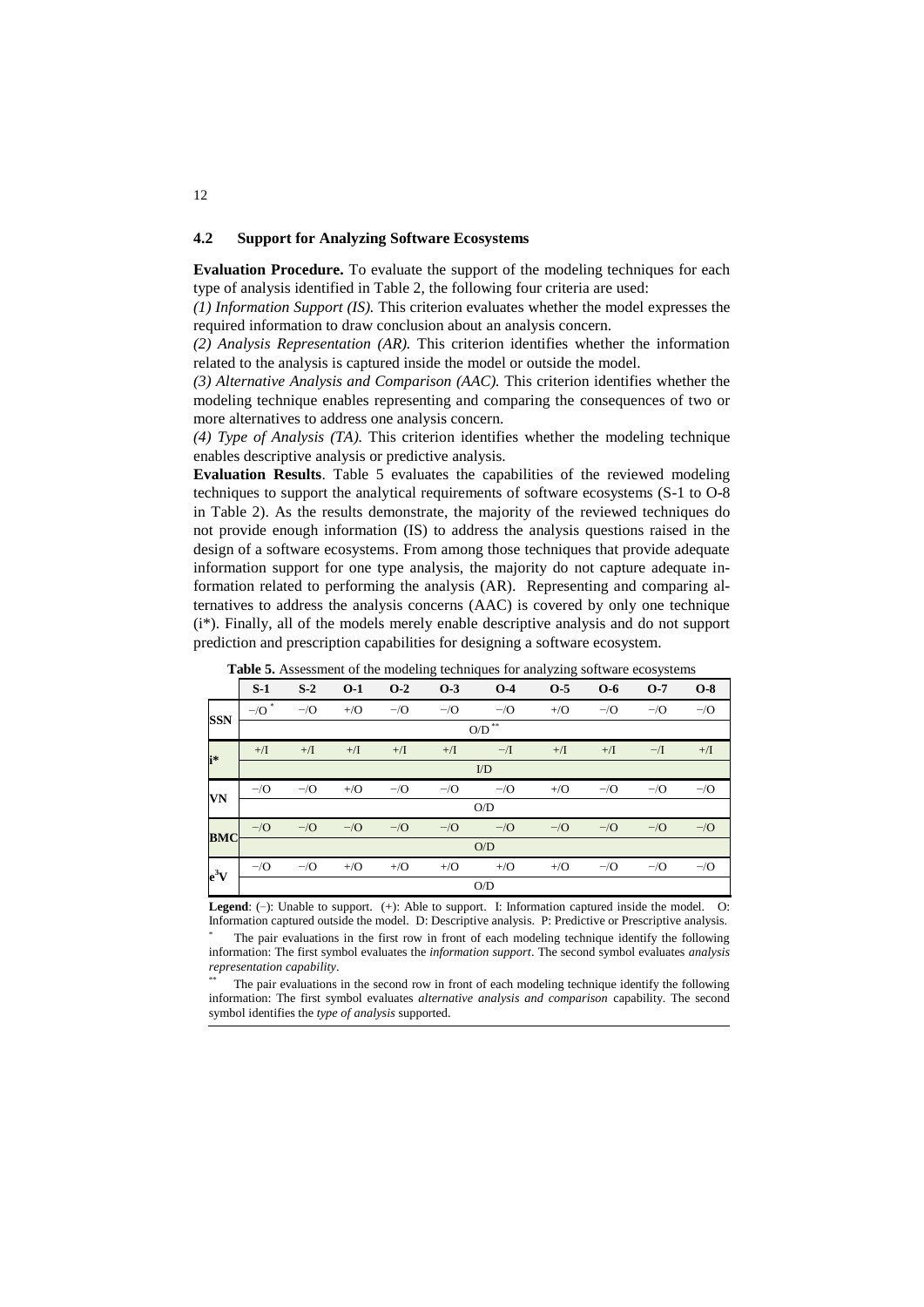### 4.2 Support for Analyzing Software Ecosystems

**Evaluation Procedure.** To evaluate the support of the modeling techniques for each type of analysis identified in Table 2, the following four criteria are used:

*(1) Information Support (IS).* This criterion evaluates whether the model expresses the required information to draw conclusion about an analysis concern.

*(2) Analysis Representation (AR).* This criterion identifies whether the information related to the analysis is captured inside the model or outside the model.

*(3) Alternative Analysis and Comparison (AAC).* This criterion identifies whether the modeling technique enables representing and comparing the consequences of two or more alternatives to address one analysis concern.

*(4) Type of Analysis (TA).* This criterion identifies whether the modeling technique enables descriptive analysis or predictive analysis.

**Evaluation Results**. Table 5 evaluates the capabilities of the reviewed modeling techniques to support the analytical requirements of software ecosystems (S-1 to O-8 in Table 2). As the results demonstrate, the majority of the reviewed techniques do not provide enough information (IS) to address the analysis questions raised in the design of a software ecosystems. From among those techniques that provide adequate information support for one type analysis, the majority do not capture adequate information related to performing the analysis (AR). Representing and comparing alternatives to address the analysis concerns (AAC) is covered by only one technique (i*). Finally, all of the models merely enable descriptive analysis and do not support prediction and prescription capabilities for designing a software ecosystem.

**Table 5.** Assessment of the modeling techniques for analyzing software ecosystems

| | S-1 | S-2 | O-1 | O-2 | O-3 | O-4 | O-5 | O-6 | O-7 | O-8 |
|---|---|---|---|---|---|---|---|---|---|---|
| SSN | −/O * | −/O | +/O | −/O | −/O | −/O | +/O | −/O | −/O | −/O |
| | O/D ** | | | | | | | | | |
| i* | +/I | +/I | +/I | +/I | +/I | −/I | +/I | +/I | −/I | +/I |
| | I/D | | | | | | | | | |
| VN | −/O | −/O | +/O | −/O | −/O | −/O | +/O | −/O | −/O | −/O |
| | O/D | | | | | | | | | |
| BMC | −/O | −/O | −/O | −/O | −/O | −/O | −/O | −/O | −/O | −/O |
| | O/D | | | | | | | | | |
| $e^3V$ | −/O | −/O | +/O | +/O | +/O | +/O | +/O | −/O | −/O | −/O |
| | O/D | | | | | | | | | |

**Legend**: (−): Unable to support. (+): Able to support. I: Information captured inside the model. O: Information captured outside the model. D: Descriptive analysis. P: Predictive or Prescriptive analysis.

\* The pair evaluations in the first row in front of each modeling technique identify the following information: The first symbol evaluates the *information support*. The second symbol evaluates *analysis representation capability*.

\*\* The pair evaluations in the second row in front of each modeling technique identify the following information: The first symbol evaluates *alternative analysis and comparison* capability. The second symbol identifies the *type of analysis* supported.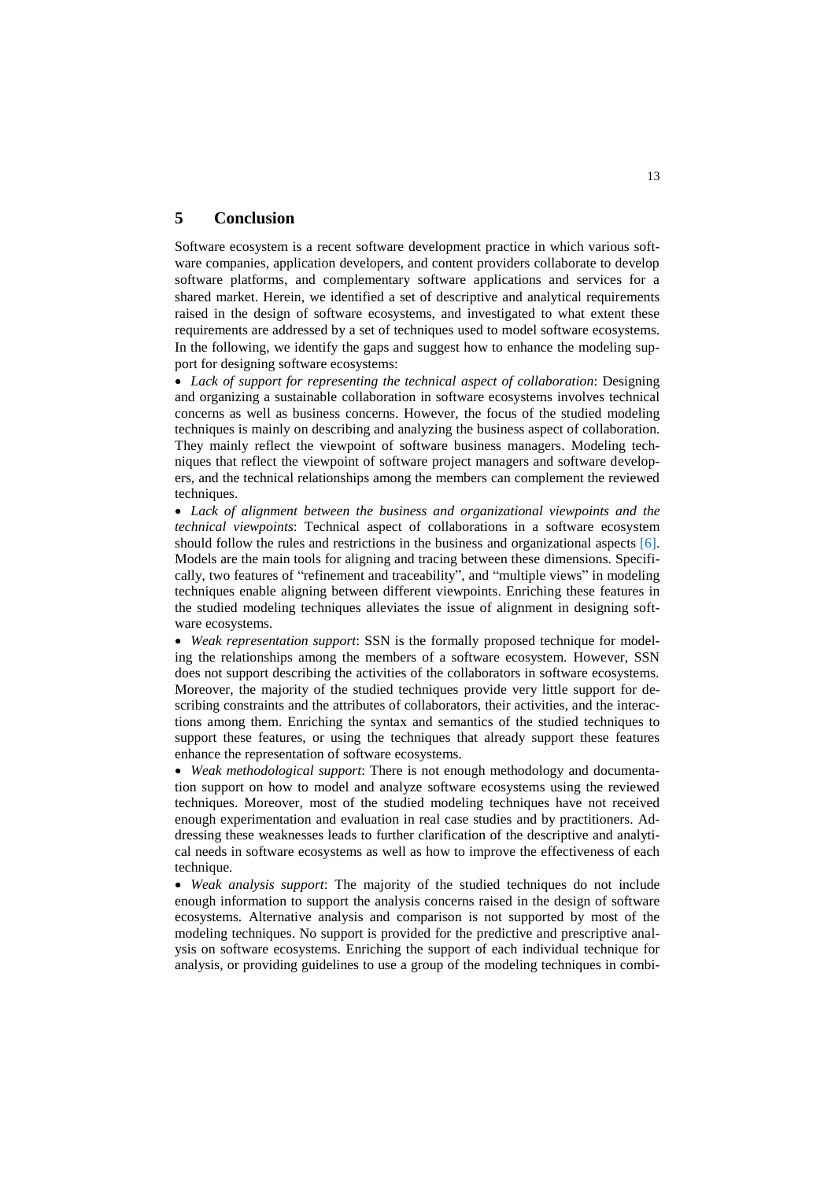## 5 Conclusion

Software ecosystem is a recent software development practice in which various software companies, application developers, and content providers collaborate to develop software platforms, and complementary software applications and services for a shared market. Herein, we identified a set of descriptive and analytical requirements raised in the design of software ecosystems, and investigated to what extent these requirements are addressed by a set of techniques used to model software ecosystems. In the following, we identify the gaps and suggest how to enhance the modeling support for designing software ecosystems:

- *Lack of support for representing the technical aspect of collaboration*: Designing and organizing a sustainable collaboration in software ecosystems involves technical concerns as well as business concerns. However, the focus of the studied modeling techniques is mainly on describing and analyzing the business aspect of collaboration. They mainly reflect the viewpoint of software business managers. Modeling techniques that reflect the viewpoint of software project managers and software developers, and the technical relationships among the members can complement the reviewed techniques.
- *Lack of alignment between the business and organizational viewpoints and the technical viewpoints*: Technical aspect of collaborations in a software ecosystem should follow the rules and restrictions in the business and organizational aspects [6]. Models are the main tools for aligning and tracing between these dimensions. Specifically, two features of "refinement and traceability", and "multiple views" in modeling techniques enable aligning between different viewpoints. Enriching these features in the studied modeling techniques alleviates the issue of alignment in designing software ecosystems.
- *Weak representation support*: SSN is the formally proposed technique for modeling the relationships among the members of a software ecosystem. However, SSN does not support describing the activities of the collaborators in software ecosystems. Moreover, the majority of the studied techniques provide very little support for describing constraints and the attributes of collaborators, their activities, and the interactions among them. Enriching the syntax and semantics of the studied techniques to support these features, or using the techniques that already support these features enhance the representation of software ecosystems.
- *Weak methodological support*: There is not enough methodology and documentation support on how to model and analyze software ecosystems using the reviewed techniques. Moreover, most of the studied modeling techniques have not received enough experimentation and evaluation in real case studies and by practitioners. Addressing these weaknesses leads to further clarification of the descriptive and analytical needs in software ecosystems as well as how to improve the effectiveness of each technique.
- *Weak analysis support*: The majority of the studied techniques do not include enough information to support the analysis concerns raised in the design of software ecosystems. Alternative analysis and comparison is not supported by most of the modeling techniques. No support is provided for the predictive and prescriptive analysis on software ecosystems. Enriching the support of each individual technique for analysis, or providing guidelines to use a group of the modeling techniques in combi-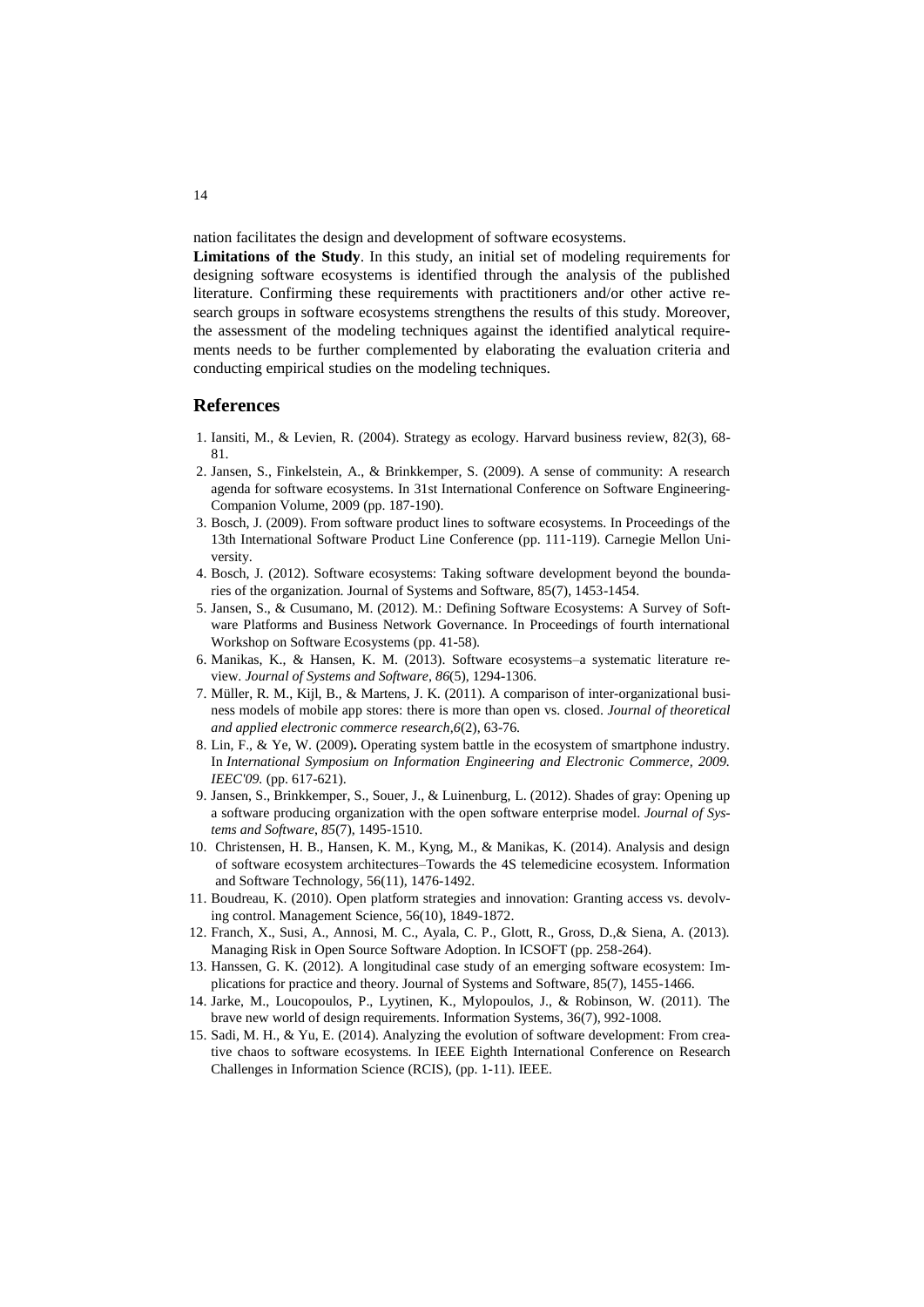nation facilitates the design and development of software ecosystems.

**Limitations of the Study**. In this study, an initial set of modeling requirements for designing software ecosystems is identified through the analysis of the published literature. Confirming these requirements with practitioners and/or other active research groups in software ecosystems strengthens the results of this study. Moreover, the assessment of the modeling techniques against the identified analytical requirements needs to be further complemented by elaborating the evaluation criteria and conducting empirical studies on the modeling techniques.

## References

1. Iansiti, M., & Levien, R. (2004). Strategy as ecology. Harvard business review, 82(3), 68-81.
2. Jansen, S., Finkelstein, A., & Brinkkemper, S. (2009). A sense of community: A research agenda for software ecosystems. In 31st International Conference on Software Engineering-Companion Volume, 2009 (pp. 187-190).
3. Bosch, J. (2009). From software product lines to software ecosystems. In Proceedings of the 13th International Software Product Line Conference (pp. 111-119). Carnegie Mellon University.
4. Bosch, J. (2012). Software ecosystems: Taking software development beyond the boundaries of the organization. Journal of Systems and Software, 85(7), 1453-1454.
5. Jansen, S., & Cusumano, M. (2012). M.: Defining Software Ecosystems: A Survey of Software Platforms and Business Network Governance. In Proceedings of fourth international Workshop on Software Ecosystems (pp. 41-58).
6. Manikas, K., & Hansen, K. M. (2013). Software ecosystems–a systematic literature review. *Journal of Systems and Software*, *86*(5), 1294-1306.
7. Müller, R. M., Kijl, B., & Martens, J. K. (2011). A comparison of inter-organizational business models of mobile app stores: there is more than open vs. closed. *Journal of theoretical and applied electronic commerce research*,*6*(2), 63-76.
8. Lin, F., & Ye, W. (2009)**.** Operating system battle in the ecosystem of smartphone industry. In *International Symposium on Information Engineering and Electronic Commerce, 2009. IEEC'09.* (pp. 617-621).
9. Jansen, S., Brinkkemper, S., Souer, J., & Luinenburg, L. (2012). Shades of gray: Opening up a software producing organization with the open software enterprise model. *Journal of Systems and Software*, *85*(7), 1495-1510.
10. Christensen, H. B., Hansen, K. M., Kyng, M., & Manikas, K. (2014). Analysis and design of software ecosystem architectures–Towards the 4S telemedicine ecosystem. Information and Software Technology, 56(11), 1476-1492.
11. Boudreau, K. (2010). Open platform strategies and innovation: Granting access vs. devolving control. Management Science, 56(10), 1849-1872.
12. Franch, X., Susi, A., Annosi, M. C., Ayala, C. P., Glott, R., Gross, D.,& Siena, A. (2013). Managing Risk in Open Source Software Adoption. In ICSOFT (pp. 258-264).
13. Hanssen, G. K. (2012). A longitudinal case study of an emerging software ecosystem: Implications for practice and theory. Journal of Systems and Software, 85(7), 1455-1466.
14. Jarke, M., Loucopoulos, P., Lyytinen, K., Mylopoulos, J., & Robinson, W. (2011). The brave new world of design requirements. Information Systems, 36(7), 992-1008.
15. Sadi, M. H., & Yu, E. (2014). Analyzing the evolution of software development: From creative chaos to software ecosystems. In IEEE Eighth International Conference on Research Challenges in Information Science (RCIS), (pp. 1-11). IEEE.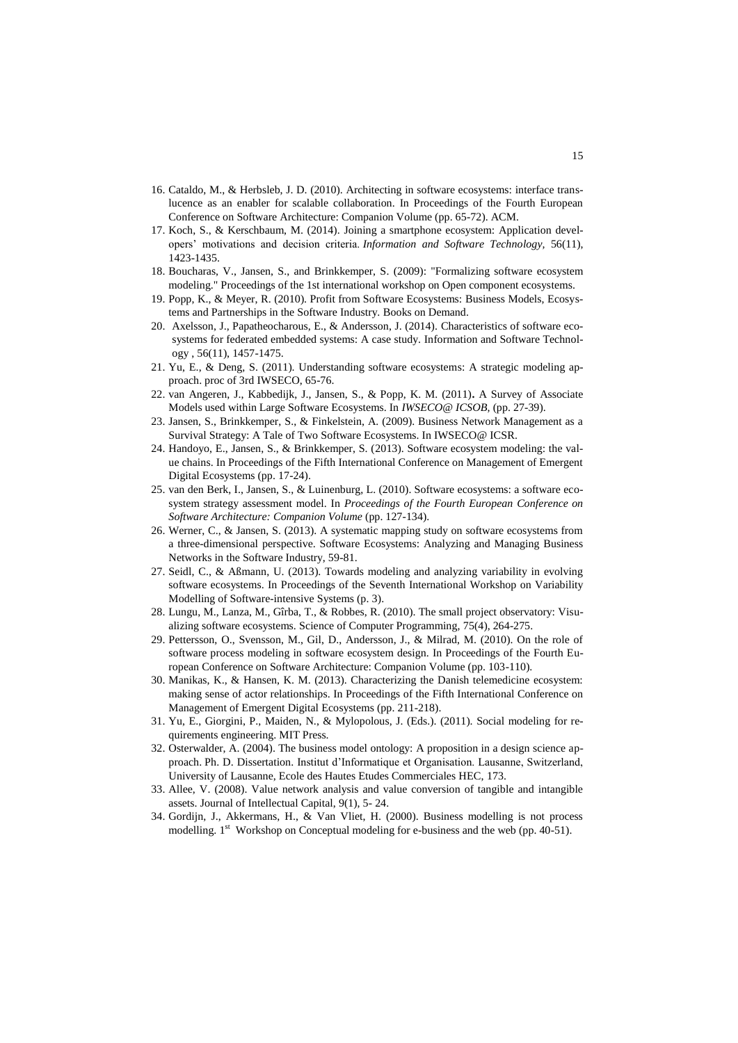16. Cataldo, M., & Herbsleb, J. D. (2010). Architecting in software ecosystems: interface translucence as an enabler for scalable collaboration. In Proceedings of the Fourth European Conference on Software Architecture: Companion Volume (pp. 65-72). ACM.
17. Koch, S., & Kerschbaum, M. (2014). Joining a smartphone ecosystem: Application developers' motivations and decision criteria. *Information and Software Technology*, 56(11), 1423-1435.
18. Boucharas, V., Jansen, S., and Brinkkemper, S. (2009): "Formalizing software ecosystem modeling." Proceedings of the 1st international workshop on Open component ecosystems.
19. Popp, K., & Meyer, R. (2010). Profit from Software Ecosystems: Business Models, Ecosystems and Partnerships in the Software Industry. Books on Demand.
20. Axelsson, J., Papatheocharous, E., & Andersson, J. (2014). Characteristics of software ecosystems for federated embedded systems: A case study. Information and Software Technology , 56(11), 1457-1475.
21. Yu, E., & Deng, S. (2011). Understanding software ecosystems: A strategic modeling approach. proc of 3rd IWSECO, 65-76.
22. van Angeren, J., Kabbedijk, J., Jansen, S., & Popp, K. M. (2011). A Survey of Associate Models used within Large Software Ecosystems. In *IWSECO@ ICSOB*, (pp. 27-39).
23. Jansen, S., Brinkkemper, S., & Finkelstein, A. (2009). Business Network Management as a Survival Strategy: A Tale of Two Software Ecosystems. In IWSECO@ ICSR.
24. Handoyo, E., Jansen, S., & Brinkkemper, S. (2013). Software ecosystem modeling: the value chains. In Proceedings of the Fifth International Conference on Management of Emergent Digital Ecosystems (pp. 17-24).
25. van den Berk, I., Jansen, S., & Luinenburg, L. (2010). Software ecosystems: a software ecosystem strategy assessment model. In *Proceedings of the Fourth European Conference on Software Architecture: Companion Volume* (pp. 127-134).
26. Werner, C., & Jansen, S. (2013). A systematic mapping study on software ecosystems from a three-dimensional perspective. Software Ecosystems: Analyzing and Managing Business Networks in the Software Industry, 59-81.
27. Seidl, C., & Aßmann, U. (2013). Towards modeling and analyzing variability in evolving software ecosystems. In Proceedings of the Seventh International Workshop on Variability Modelling of Software-intensive Systems (p. 3).
28. Lungu, M., Lanza, M., Gîrba, T., & Robbes, R. (2010). The small project observatory: Visualizing software ecosystems. Science of Computer Programming, 75(4), 264-275.
29. Pettersson, O., Svensson, M., Gil, D., Andersson, J., & Milrad, M. (2010). On the role of software process modeling in software ecosystem design. In Proceedings of the Fourth European Conference on Software Architecture: Companion Volume (pp. 103-110).
30. Manikas, K., & Hansen, K. M. (2013). Characterizing the Danish telemedicine ecosystem: making sense of actor relationships. In Proceedings of the Fifth International Conference on Management of Emergent Digital Ecosystems (pp. 211-218).
31. Yu, E., Giorgini, P., Maiden, N., & Mylopolous, J. (Eds.). (2011). Social modeling for requirements engineering. MIT Press.
32. Osterwalder, A. (2004). The business model ontology: A proposition in a design science approach. Ph. D. Dissertation. Institut d'Informatique et Organisation. Lausanne, Switzerland, University of Lausanne, Ecole des Hautes Etudes Commerciales HEC, 173.
33. Allee, V. (2008). Value network analysis and value conversion of tangible and intangible assets. Journal of Intellectual Capital, 9(1), 5- 24.
34. Gordijn, J., Akkermans, H., & Van Vliet, H. (2000). Business modelling is not process modelling. 1st Workshop on Conceptual modeling for e-business and the web (pp. 40-51).